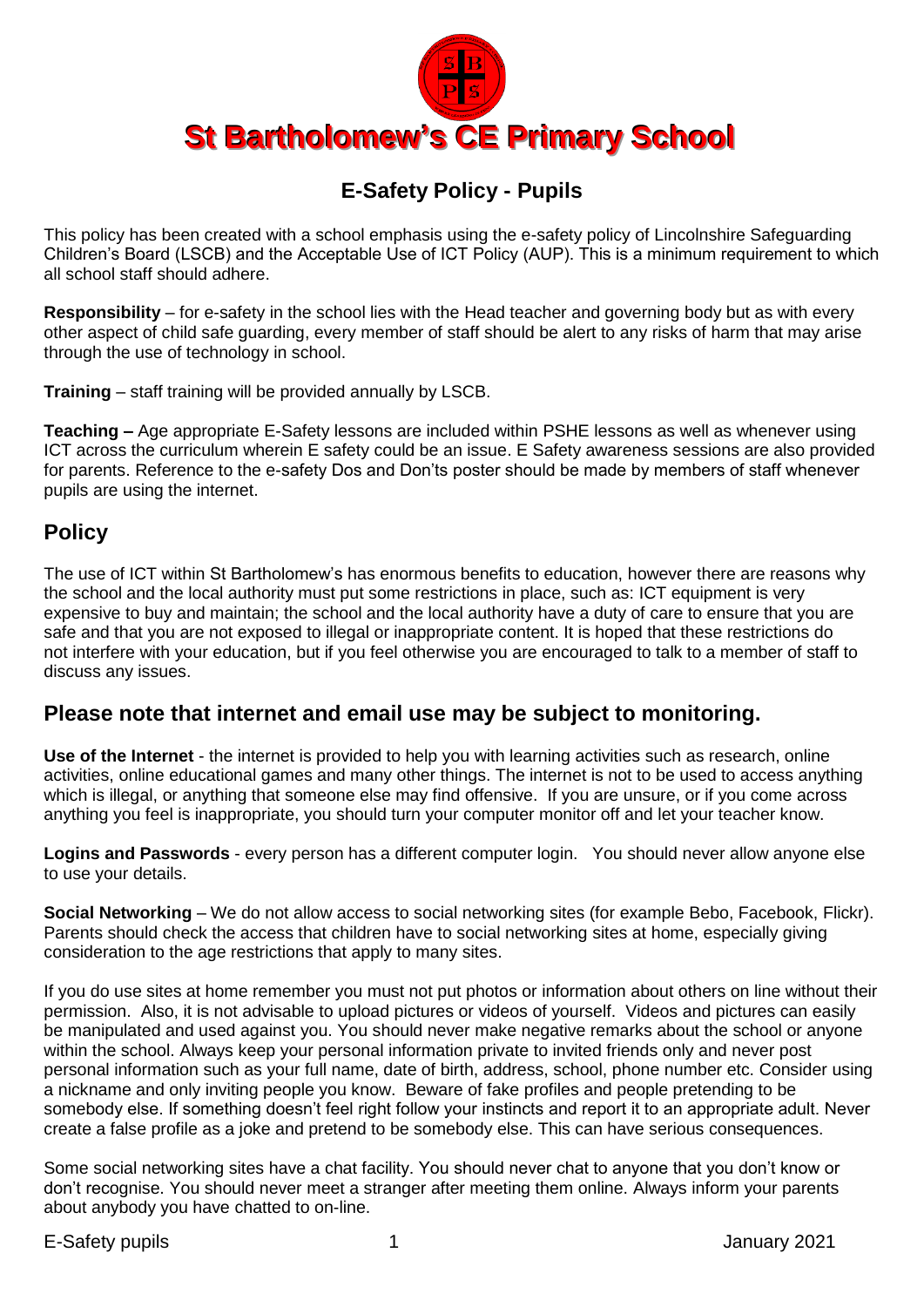# St Bartholomew's CE Primary School

## E-Safety Policy - Pupils

This policy has been created with a school emphasis using the e-safety policy of Lincolnshire Safeguarding Children's Board (LSCB) and the Acceptable Use of ICT Policy (AUP). This is a minimum requirement to which all school staff should adhere.

**Responsibility** – for e-safety in the school lies with the Head teacher and governing body but as with every other aspect of child safe guarding, every member of staff should be alert to any risks of harm that may arise through the use of technology in school.

**Training** – staff training will be provided annually by LSCB.

**Teaching –** Age appropriate E-Safety lessons are included within PSHE lessons as well as whenever using ICT across the curriculum wherein E safety could be an issue. E Safety awareness sessions are also provided for parents. Reference to the e-safety Dos and Don'ts poster should be made by members of staff whenever pupils are using the internet.

## Policy

The use of ICT within St Bartholomew's has enormous benefits to education, however there are reasons why the school and the local authority must put some restrictions in place, such as: ICT equipment is very expensive to buy and maintain; the school and the local authority have a duty of care to ensure that you are safe and that you are not exposed to illegal or inappropriate content. It is hoped that these restrictions do not interfere with your education, but if you feel otherwise you are encouraged to talk to a member of staff to discuss any issues.

### Please note that internet and email use may be subject to monitoring.

**Use of the Internet** - the internet is provided to help you with learning activities such as research, online activities, online educational games and many other things. The internet is not to be used to access anything which is illegal, or anything that someone else may find offensive. If you are unsure, or if you come across anything you feel is inappropriate, you should turn your computer monitor off and let your teacher know.

**Logins and Passwords** - every person has a different computer login. You should never allow anyone else to use your details.

**Social Networking** – We do not allow access to social networking sites (for example Bebo, Facebook, Flickr). Parents should check the access that children have to social networking sites at home, especially giving consideration to the age restrictions that apply to many sites.

If you do use sites at home remember you must not put photos or information about others on line without their permission. Also, it is not advisable to upload pictures or videos of yourself. Videos and pictures can easily be manipulated and used against you. You should never make negative remarks about the school or anyone within the school. Always keep your personal information private to invited friends only and never post personal information such as your full name, date of birth, address, school, phone number etc. Consider using a nickname and only inviting people you know. Beware of fake profiles and people pretending to be somebody else. If something doesn't feel right follow your instincts and report it to an appropriate adult. Never create a false profile as a joke and pretend to be somebody else. This can have serious consequences.

Some social networking sites have a chat facility. You should never chat to anyone that you don't know or don't recognise. You should never meet a stranger after meeting them online. Always inform your parents about anybody you have chatted to on-line.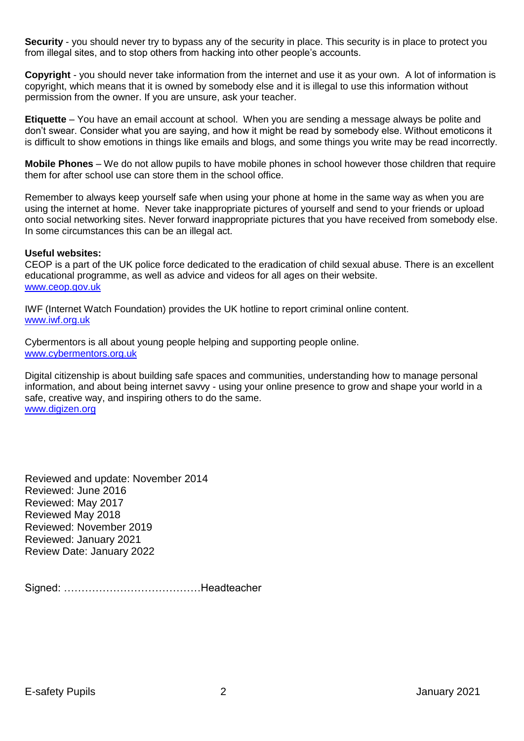**Security** - you should never try to bypass any of the security in place. This security is in place to protect you from illegal sites, and to stop others from hacking into other people's accounts.

**Copyright** - you should never take information from the internet and use it as your own. A lot of information is copyright, which means that it is owned by somebody else and it is illegal to use this information without permission from the owner. If you are unsure, ask your teacher.

**Etiquette** – You have an email account at school. When you are sending a message always be polite and don't swear. Consider what you are saying, and how it might be read by somebody else. Without emoticons it is difficult to show emotions in things like emails and blogs, and some things you write may be read incorrectly.

**Mobile Phones** – We do not allow pupils to have mobile phones in school however those children that require them for after school use can store them in the school office.

Remember to always keep yourself safe when using your phone at home in the same way as when you are using the internet at home. Never take inappropriate pictures of yourself and send to your friends or upload onto social networking sites. Never forward inappropriate pictures that you have received from somebody else. In some circumstances this can be an illegal act.

**Useful websites:**
CEOP is a part of the UK police force dedicated to the eradication of child sexual abuse. There is an excellent educational programme, as well as advice and videos for all ages on their website.
www.ceop.gov.uk

IWF (Internet Watch Foundation) provides the UK hotline to report criminal online content.
www.iwf.org.uk

Cybermentors is all about young people helping and supporting people online.
www.cybermentors.org.uk

Digital citizenship is about building safe spaces and communities, understanding how to manage personal information, and about being internet savvy - using your online presence to grow and shape your world in a safe, creative way, and inspiring others to do the same.
www.digizen.org

Reviewed and update: November 2014
Reviewed: June 2016
Reviewed: May 2017
Reviewed May 2018
Reviewed: November 2019
Reviewed: January 2021
Review Date: January 2022

Signed: …………………………………Headteacher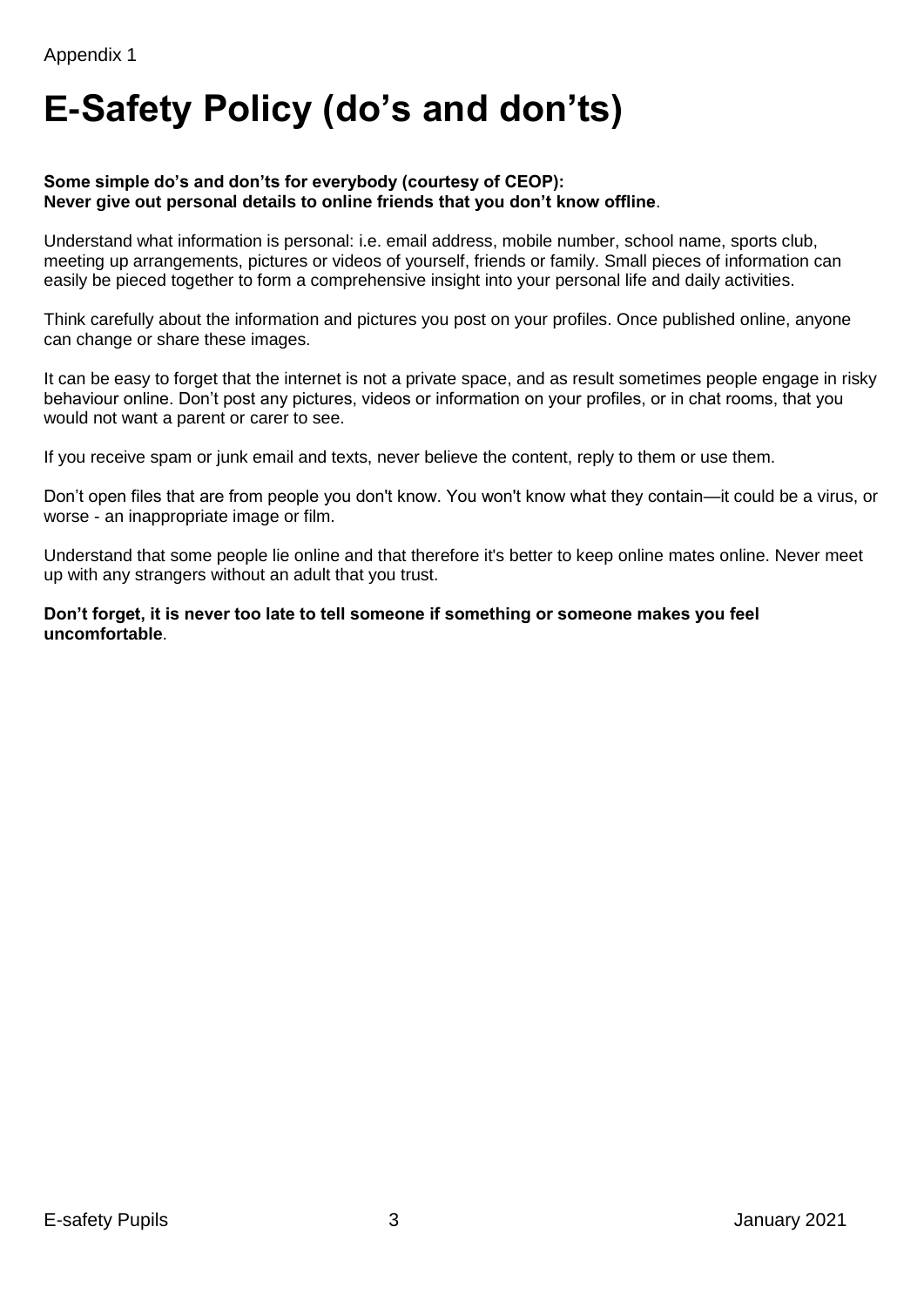Appendix 1

# E-Safety Policy (do's and don'ts)

**Some simple do's and don'ts for everybody (courtesy of CEOP):**
**Never give out personal details to online friends that you don't know offline**.

Understand what information is personal: i.e. email address, mobile number, school name, sports club, meeting up arrangements, pictures or videos of yourself, friends or family. Small pieces of information can easily be pieced together to form a comprehensive insight into your personal life and daily activities.

Think carefully about the information and pictures you post on your profiles. Once published online, anyone can change or share these images.

It can be easy to forget that the internet is not a private space, and as result sometimes people engage in risky behaviour online. Don't post any pictures, videos or information on your profiles, or in chat rooms, that you would not want a parent or carer to see.

If you receive spam or junk email and texts, never believe the content, reply to them or use them.

Don't open files that are from people you don't know. You won't know what they contain—it could be a virus, or worse - an inappropriate image or film.

Understand that some people lie online and that therefore it's better to keep online mates online. Never meet up with any strangers without an adult that you trust.

**Don't forget, it is never too late to tell someone if something or someone makes you feel uncomfortable**.